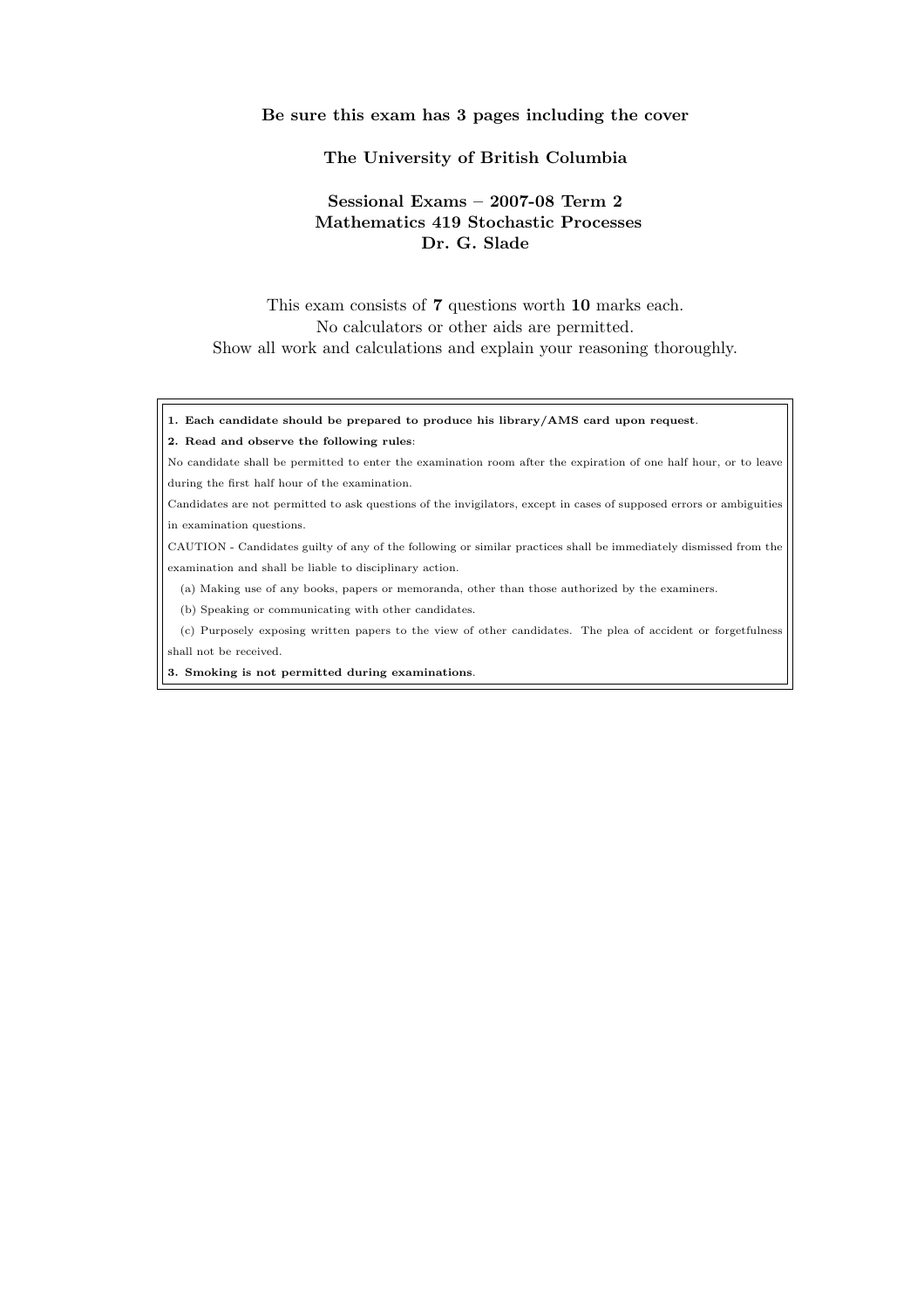**Be sure this exam has 3 pages including the cover**

**The University of British Columbia**

**Sessional Exams – 2007-08 Term 2**
**Mathematics 419 Stochastic Processes**
**Dr. G. Slade**

This exam consists of **7** questions worth **10** marks each.
No calculators or other aids are permitted.
Show all work and calculations and explain your reasoning thoroughly.

**1. Each candidate should be prepared to produce his library/AMS card upon request**.

**2. Read and observe the following rules**:

No candidate shall be permitted to enter the examination room after the expiration of one half hour, or to leave during the first half hour of the examination.

Candidates are not permitted to ask questions of the invigilators, except in cases of supposed errors or ambiguities in examination questions.

CAUTION - Candidates guilty of any of the following or similar practices shall be immediately dismissed from the examination and shall be liable to disciplinary action.

(a) Making use of any books, papers or memoranda, other than those authorized by the examiners.

(b) Speaking or communicating with other candidates.

(c) Purposely exposing written papers to the view of other candidates. The plea of accident or forgetfulness shall not be received.

**3. Smoking is not permitted during examinations**.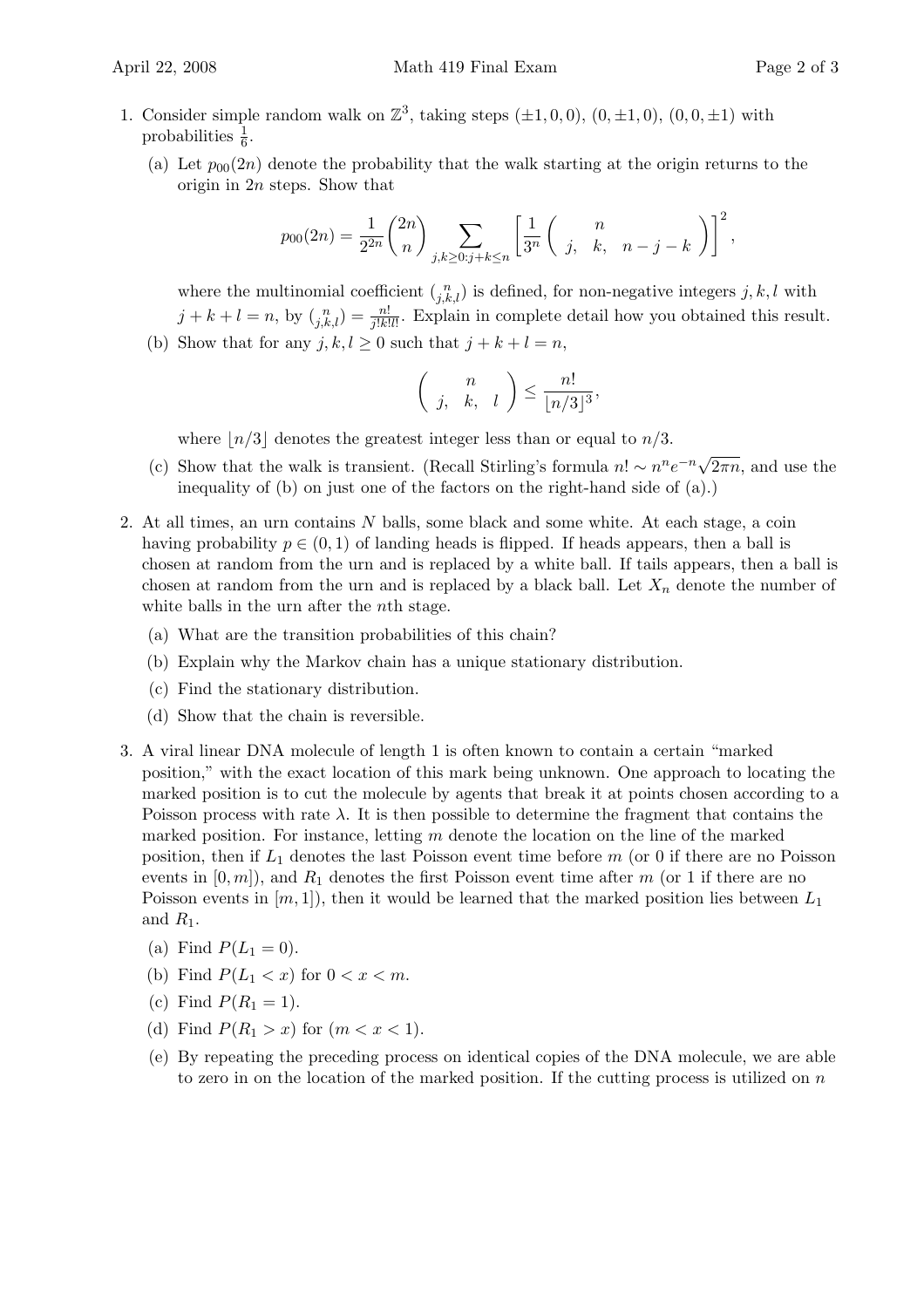1. Consider simple random walk on $\mathbb{Z}^3$, taking steps $(\pm 1, 0, 0)$, $(0, \pm 1, 0)$, $(0, 0, \pm 1)$ with probabilities $\frac{1}{6}$.

   (a) Let $p_{00}(2n)$ denote the probability that the walk starting at the origin returns to the origin in $2n$ steps. Show that

   $$p_{00}(2n) = \frac{1}{2^{2n}} \binom{2n}{n} \sum_{j,k \geq 0 : j+k \leq n} \left[ \frac{1}{3^n} \binom{n}{j, \quad k, \quad n-j-k} \right]^2,$$

   where the multinomial coefficient $\binom{n}{j,k,l}$ is defined, for non-negative integers $j, k, l$ with $j + k + l = n$, by $\binom{n}{j,k,l} = \frac{n!}{j!k!l!}$. Explain in complete detail how you obtained this result.

   (b) Show that for any $j, k, l \geq 0$ such that $j + k + l = n$,

   $$\binom{n}{j, \quad k, \quad l} \leq \frac{n!}{\lfloor n/3 \rfloor^3},$$

   where $\lfloor n/3 \rfloor$ denotes the greatest integer less than or equal to $n/3$.

   (c) Show that the walk is transient. (Recall Stirling's formula $n! \sim n^n e^{-n} \sqrt{2\pi n}$, and use the inequality of (b) on just one of the factors on the right-hand side of (a).)

2. At all times, an urn contains $N$ balls, some black and some white. At each stage, a coin having probability $p \in (0, 1)$ of landing heads is flipped. If heads appears, then a ball is chosen at random from the urn and is replaced by a white ball. If tails appears, then a ball is chosen at random from the urn and is replaced by a black ball. Let $X_n$ denote the number of white balls in the urn after the $n$th stage.

   (a) What are the transition probabilities of this chain?

   (b) Explain why the Markov chain has a unique stationary distribution.

   (c) Find the stationary distribution.

   (d) Show that the chain is reversible.

3. A viral linear DNA molecule of length 1 is often known to contain a certain "marked position," with the exact location of this mark being unknown. One approach to locating the marked position is to cut the molecule by agents that break it at points chosen according to a Poisson process with rate $\lambda$. It is then possible to determine the fragment that contains the marked position. For instance, letting $m$ denote the location on the line of the marked position, then if $L_1$ denotes the last Poisson event time before $m$ (or 0 if there are no Poisson events in $[0, m]$), and $R_1$ denotes the first Poisson event time after $m$ (or 1 if there are no Poisson events in $[m, 1]$), then it would be learned that the marked position lies between $L_1$ and $R_1$.

   (a) Find $P(L_1 = 0)$.

   (b) Find $P(L_1 < x)$ for $0 < x < m$.

   (c) Find $P(R_1 = 1)$.

   (d) Find $P(R_1 > x)$ for $(m < x < 1)$.

   (e) By repeating the preceding process on identical copies of the DNA molecule, we are able to zero in on the location of the marked position. If the cutting process is utilized on $n$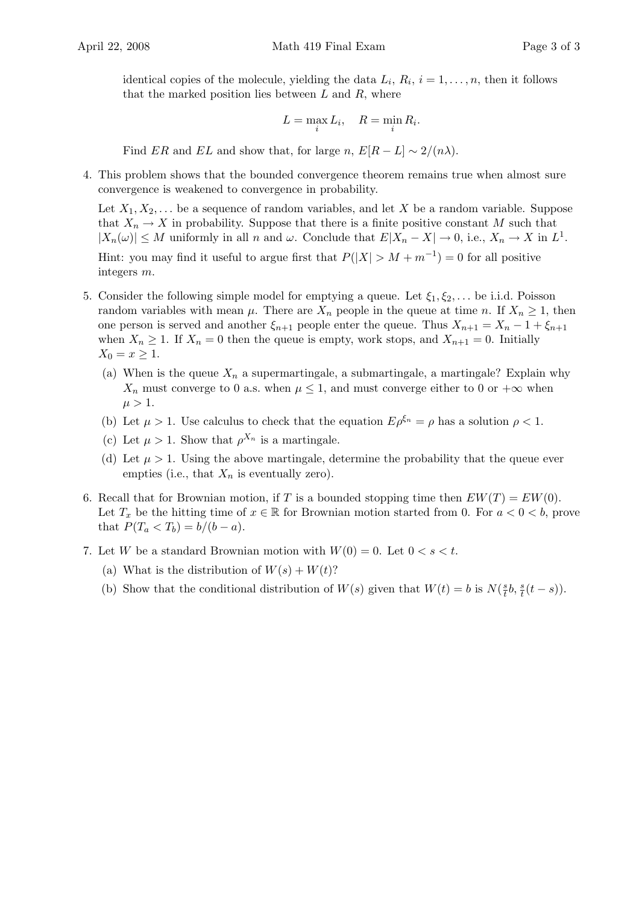identical copies of the molecule, yielding the data $L_i$, $R_i$, $i = 1, \ldots, n$, then it follows that the marked position lies between $L$ and $R$, where

$$L = \max_i L_i, \quad R = \min_i R_i.$$

Find $ER$ and $EL$ and show that, for large $n$, $E[R - L] \sim 2/(n\lambda)$.

4. This problem shows that the bounded convergence theorem remains true when almost sure convergence is weakened to convergence in probability.

   Let $X_1, X_2, \ldots$ be a sequence of random variables, and let $X$ be a random variable. Suppose that $X_n \to X$ in probability. Suppose that there is a finite positive constant $M$ such that $|X_n(\omega)| \le M$ uniformly in all $n$ and $\omega$. Conclude that $E|X_n - X| \to 0$, i.e., $X_n \to X$ in $L^1$.

   Hint: you may find it useful to argue first that $P(|X| > M + m^{-1}) = 0$ for all positive integers $m$.

5. Consider the following simple model for emptying a queue. Let $\xi_1, \xi_2, \ldots$ be i.i.d. Poisson random variables with mean $\mu$. There are $X_n$ people in the queue at time $n$. If $X_n \ge 1$, then one person is served and another $\xi_{n+1}$ people enter the queue. Thus $X_{n+1} = X_n - 1 + \xi_{n+1}$ when $X_n \ge 1$. If $X_n = 0$ then the queue is empty, work stops, and $X_{n+1} = 0$. Initially $X_0 = x \ge 1$.

   (a) When is the queue $X_n$ a supermartingale, a submartingale, a martingale? Explain why $X_n$ must converge to 0 a.s. when $\mu \le 1$, and must converge either to 0 or $+\infty$ when $\mu > 1$.

   (b) Let $\mu > 1$. Use calculus to check that the equation $E\rho^{\xi_n} = \rho$ has a solution $\rho < 1$.

   (c) Let $\mu > 1$. Show that $\rho^{X_n}$ is a martingale.

   (d) Let $\mu > 1$. Using the above martingale, determine the probability that the queue ever empties (i.e., that $X_n$ is eventually zero).

6. Recall that for Brownian motion, if $T$ is a bounded stopping time then $EW(T) = EW(0)$. Let $T_x$ be the hitting time of $x \in \mathbb{R}$ for Brownian motion started from 0. For $a < 0 < b$, prove that $P(T_a < T_b) = b/(b - a)$.

7. Let $W$ be a standard Brownian motion with $W(0) = 0$. Let $0 < s < t$.

   (a) What is the distribution of $W(s) + W(t)$?

   (b) Show that the conditional distribution of $W(s)$ given that $W(t) = b$ is $N(\frac{s}{t}b, \frac{s}{t}(t - s))$.